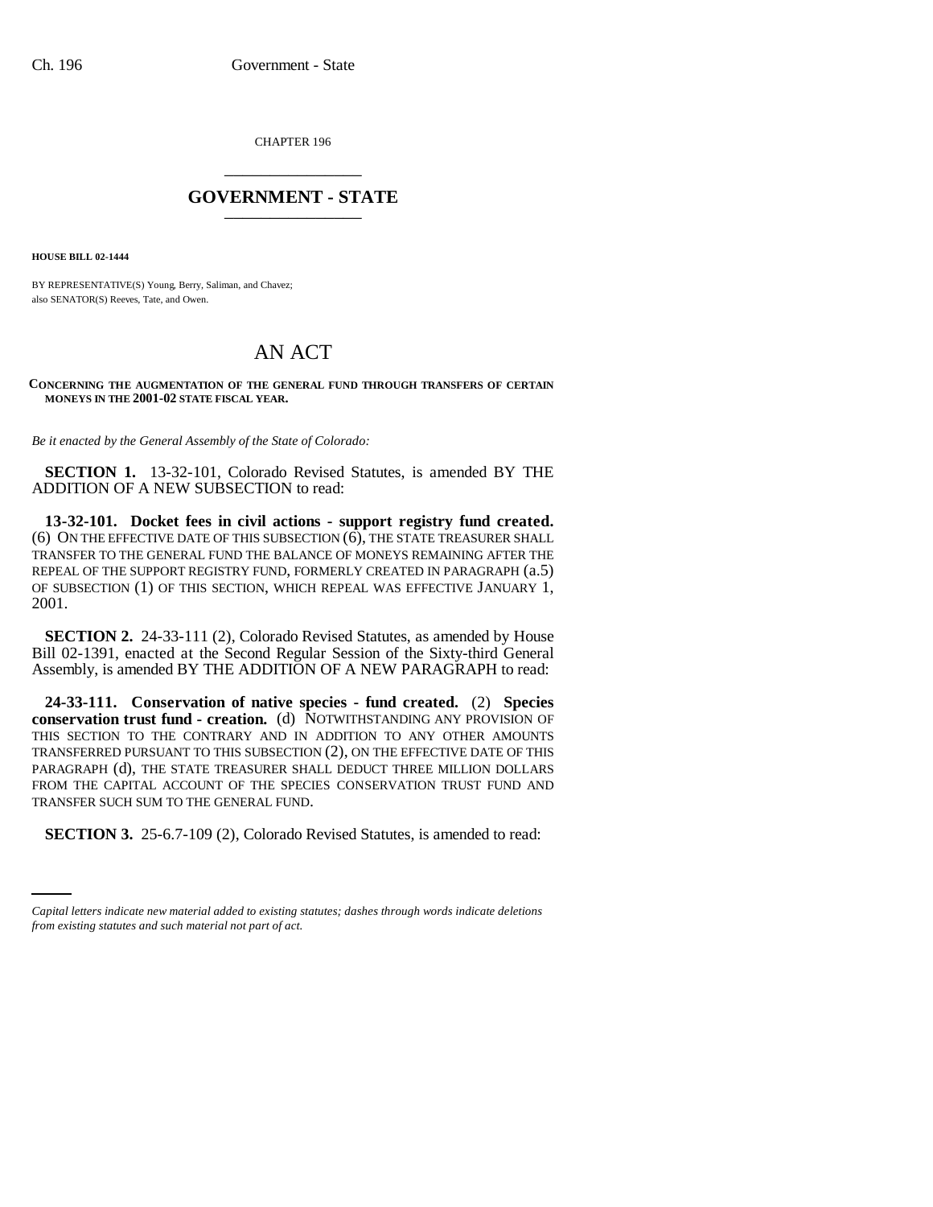CHAPTER 196

# GOVERNMENT - STATE

**HOUSE BILL 02-1444**

BY REPRESENTATIVE(S) Young, Berry, Saliman, and Chavez;
also SENATOR(S) Reeves, Tate, and Owen.

# AN ACT

**CONCERNING THE AUGMENTATION OF THE GENERAL FUND THROUGH TRANSFERS OF CERTAIN MONEYS IN THE 2001-02 STATE FISCAL YEAR.**

*Be it enacted by the General Assembly of the State of Colorado:*

**SECTION 1.** 13-32-101, Colorado Revised Statutes, is amended BY THE ADDITION OF A NEW SUBSECTION to read:

**13-32-101. Docket fees in civil actions - support registry fund created.** (6) ON THE EFFECTIVE DATE OF THIS SUBSECTION (6), THE STATE TREASURER SHALL TRANSFER TO THE GENERAL FUND THE BALANCE OF MONEYS REMAINING AFTER THE REPEAL OF THE SUPPORT REGISTRY FUND, FORMERLY CREATED IN PARAGRAPH (a.5) OF SUBSECTION (1) OF THIS SECTION, WHICH REPEAL WAS EFFECTIVE JANUARY 1, 2001.

**SECTION 2.** 24-33-111 (2), Colorado Revised Statutes, as amended by House Bill 02-1391, enacted at the Second Regular Session of the Sixty-third General Assembly, is amended BY THE ADDITION OF A NEW PARAGRAPH to read:

**24-33-111. Conservation of native species - fund created.** (2) **Species conservation trust fund - creation.** (d) NOTWITHSTANDING ANY PROVISION OF THIS SECTION TO THE CONTRARY AND IN ADDITION TO ANY OTHER AMOUNTS TRANSFERRED PURSUANT TO THIS SUBSECTION (2), ON THE EFFECTIVE DATE OF THIS PARAGRAPH (d), THE STATE TREASURER SHALL DEDUCT THREE MILLION DOLLARS FROM THE CAPITAL ACCOUNT OF THE SPECIES CONSERVATION TRUST FUND AND TRANSFER SUCH SUM TO THE GENERAL FUND.

**SECTION 3.** 25-6.7-109 (2), Colorado Revised Statutes, is amended to read:

*Capital letters indicate new material added to existing statutes; dashes through words indicate deletions from existing statutes and such material not part of act.*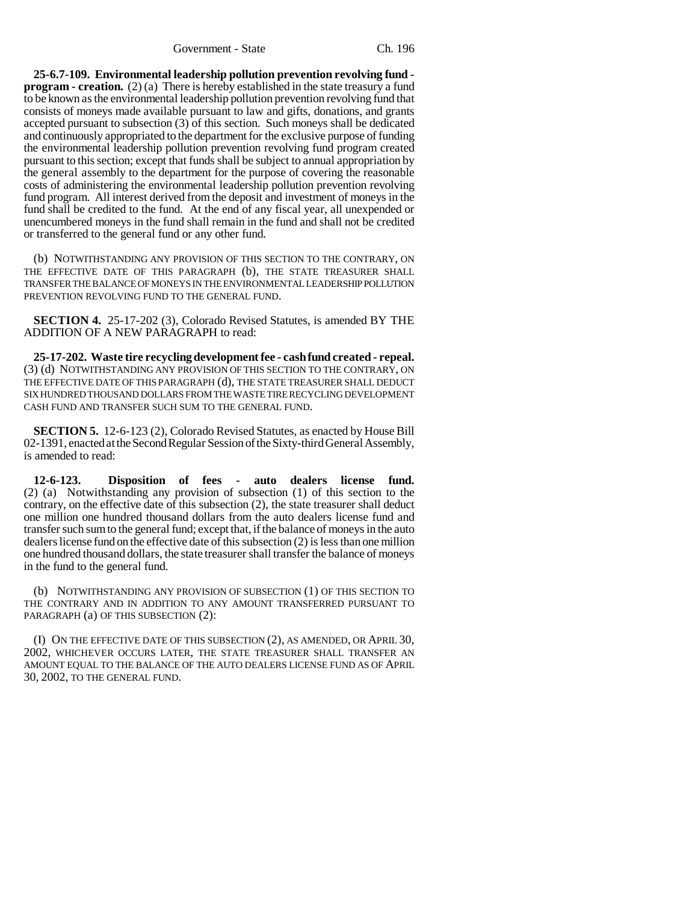**25-6.7-109. Environmental leadership pollution prevention revolving fund - program - creation.** (2) (a) There is hereby established in the state treasury a fund to be known as the environmental leadership pollution prevention revolving fund that consists of moneys made available pursuant to law and gifts, donations, and grants accepted pursuant to subsection (3) of this section. Such moneys shall be dedicated and continuously appropriated to the department for the exclusive purpose of funding the environmental leadership pollution prevention revolving fund program created pursuant to this section; except that funds shall be subject to annual appropriation by the general assembly to the department for the purpose of covering the reasonable costs of administering the environmental leadership pollution prevention revolving fund program. All interest derived from the deposit and investment of moneys in the fund shall be credited to the fund. At the end of any fiscal year, all unexpended or unencumbered moneys in the fund shall remain in the fund and shall not be credited or transferred to the general fund or any other fund.

(b) NOTWITHSTANDING ANY PROVISION OF THIS SECTION TO THE CONTRARY, ON THE EFFECTIVE DATE OF THIS PARAGRAPH (b), THE STATE TREASURER SHALL TRANSFER THE BALANCE OF MONEYS IN THE ENVIRONMENTAL LEADERSHIP POLLUTION PREVENTION REVOLVING FUND TO THE GENERAL FUND.

**SECTION 4.** 25-17-202 (3), Colorado Revised Statutes, is amended BY THE ADDITION OF A NEW PARAGRAPH to read:

**25-17-202. Waste tire recycling development fee - cash fund created - repeal.** (3) (d) NOTWITHSTANDING ANY PROVISION OF THIS SECTION TO THE CONTRARY, ON THE EFFECTIVE DATE OF THIS PARAGRAPH (d), THE STATE TREASURER SHALL DEDUCT SIX HUNDRED THOUSAND DOLLARS FROM THE WASTE TIRE RECYCLING DEVELOPMENT CASH FUND AND TRANSFER SUCH SUM TO THE GENERAL FUND.

**SECTION 5.** 12-6-123 (2), Colorado Revised Statutes, as enacted by House Bill 02-1391, enacted at the Second Regular Session of the Sixty-third General Assembly, is amended to read:

**12-6-123. Disposition of fees - auto dealers license fund.** (2) (a) Notwithstanding any provision of subsection (1) of this section to the contrary, on the effective date of this subsection (2), the state treasurer shall deduct one million one hundred thousand dollars from the auto dealers license fund and transfer such sum to the general fund; except that, if the balance of moneys in the auto dealers license fund on the effective date of this subsection (2) is less than one million one hundred thousand dollars, the state treasurer shall transfer the balance of moneys in the fund to the general fund.

(b) NOTWITHSTANDING ANY PROVISION OF SUBSECTION (1) OF THIS SECTION TO THE CONTRARY AND IN ADDITION TO ANY AMOUNT TRANSFERRED PURSUANT TO PARAGRAPH (a) OF THIS SUBSECTION (2):

(I) ON THE EFFECTIVE DATE OF THIS SUBSECTION (2), AS AMENDED, OR APRIL 30, 2002, WHICHEVER OCCURS LATER, THE STATE TREASURER SHALL TRANSFER AN AMOUNT EQUAL TO THE BALANCE OF THE AUTO DEALERS LICENSE FUND AS OF APRIL 30, 2002, TO THE GENERAL FUND.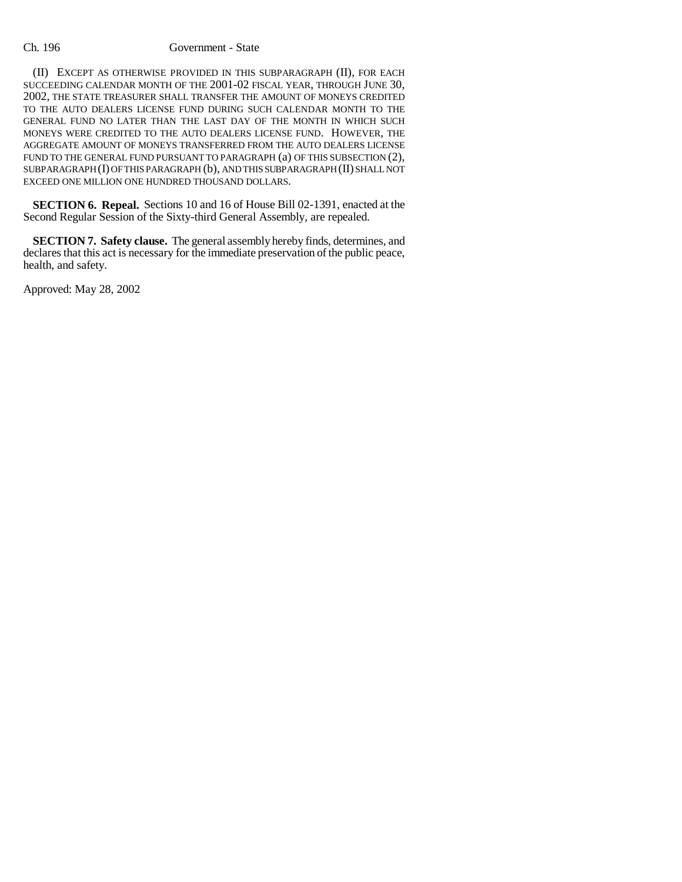(II) EXCEPT AS OTHERWISE PROVIDED IN THIS SUBPARAGRAPH (II), FOR EACH SUCCEEDING CALENDAR MONTH OF THE 2001-02 FISCAL YEAR, THROUGH JUNE 30, 2002, THE STATE TREASURER SHALL TRANSFER THE AMOUNT OF MONEYS CREDITED TO THE AUTO DEALERS LICENSE FUND DURING SUCH CALENDAR MONTH TO THE GENERAL FUND NO LATER THAN THE LAST DAY OF THE MONTH IN WHICH SUCH MONEYS WERE CREDITED TO THE AUTO DEALERS LICENSE FUND. HOWEVER, THE AGGREGATE AMOUNT OF MONEYS TRANSFERRED FROM THE AUTO DEALERS LICENSE FUND TO THE GENERAL FUND PURSUANT TO PARAGRAPH (a) OF THIS SUBSECTION (2), SUBPARAGRAPH (I) OF THIS PARAGRAPH (b), AND THIS SUBPARAGRAPH (II) SHALL NOT EXCEED ONE MILLION ONE HUNDRED THOUSAND DOLLARS.

**SECTION 6. Repeal.** Sections 10 and 16 of House Bill 02-1391, enacted at the Second Regular Session of the Sixty-third General Assembly, are repealed.

**SECTION 7. Safety clause.** The general assembly hereby finds, determines, and declares that this act is necessary for the immediate preservation of the public peace, health, and safety.

Approved: May 28, 2002